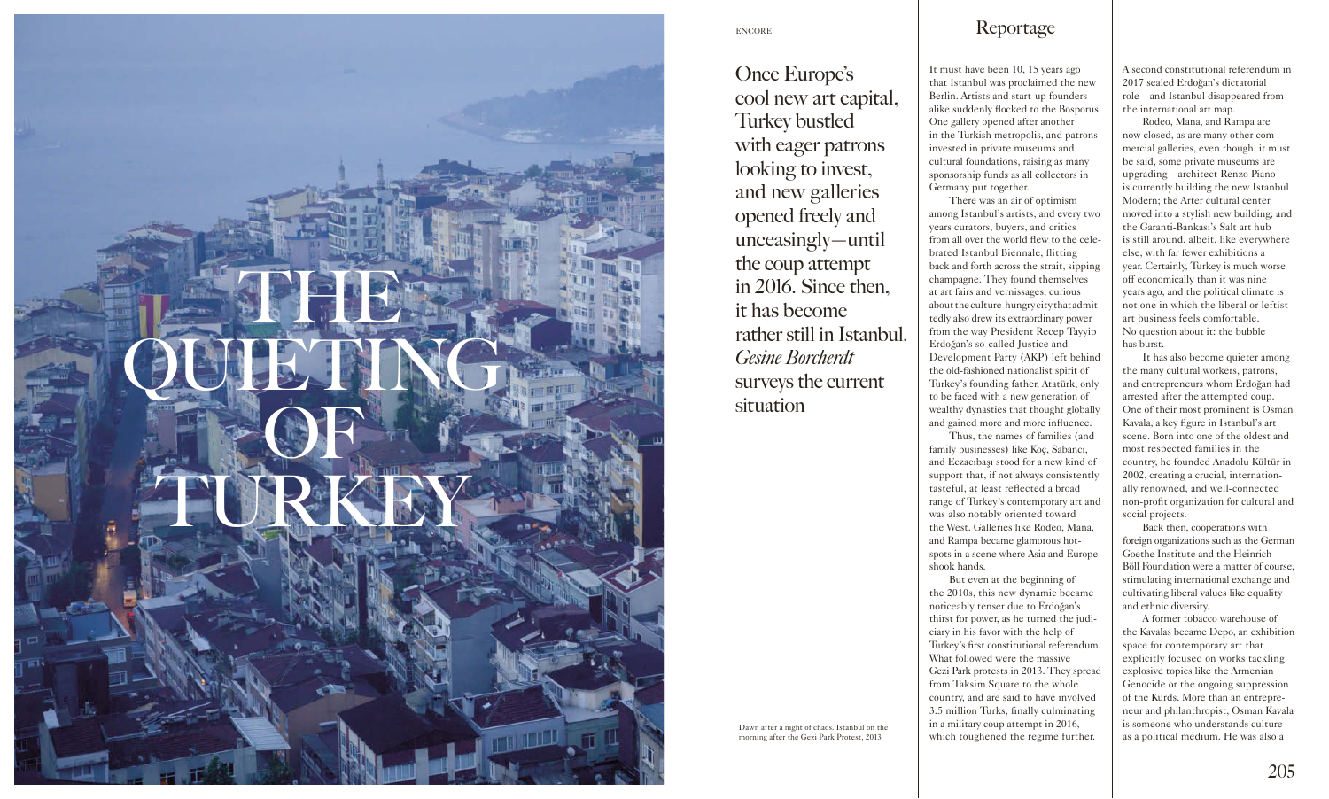# THE QUIETING OF TURKEY

Once Europe's cool new art capital, Turkey bustled with eager patrons looking to invest, and new galleries opened freely and unceasingly—until the coup attempt in 2016. Since then, it has become rather still in Istanbul. *Gesine Borcherdt* surveys the current situation

Dawn after a night of chaos. Istanbul on the morning after the Gezi Park Protest, 2013

## Reportage

It must have been 10, 15 years ago that Istanbul was proclaimed the new Berlin. Artists and start-up founders alike suddenly flocked to the Bosporus. One gallery opened after another in the Turkish metropolis, and patrons invested in private museums and cultural foundations, raising as many sponsorship funds as all collectors in Germany put together.

There was an air of optimism among Istanbul's artists, and every two years curators, buyers, and critics from all over the world flew to the celebrated Istanbul Biennale, flitting back and forth across the strait, sipping champagne. They found themselves at art fairs and vernissages, curious about the culture-hungry city that admittedly also drew its extraordinary power from the way President Recep Tayyip Erdoğan's so-called Justice and Development Party (AKP) left behind the old-fashioned nationalist spirit of Turkey's founding father, Atatürk, only to be faced with a new generation of wealthy dynasties that thought globally and gained more and more influence.

Thus, the names of families (and family businesses) like Koç, Sabancı, and Eczacıbaşı stood for a new kind of support that, if not always consistently tasteful, at least reflected a broad range of Turkey's contemporary art and was also notably oriented toward the West. Galleries like Rodeo, Mana, and Rampa became glamorous hotspots in a scene where Asia and Europe shook hands.

But even at the beginning of the 2010s, this new dynamic became noticeably tenser due to Erdoğan's thirst for power, as he turned the judiciary in his favor with the help of Turkey's first constitutional referendum. What followed were the massive Gezi Park protests in 2013. They spread from Taksim Square to the whole country, and are said to have involved 3.5 million Turks, finally culminating in a military coup attempt in 2016, which toughened the regime further. A second constitutional referendum in 2017 sealed Erdoğan's dictatorial role—and Istanbul disappeared from the international art map.

Rodeo, Mana, and Rampa are now closed, as are many other commercial galleries, even though, it must be said, some private museums are upgrading—architect Renzo Piano is currently building the new Istanbul Modern; the Arter cultural center moved into a stylish new building; and the Garanti-Bankası's Salt art hub is still around, albeit, like everywhere else, with far fewer exhibitions a year. Certainly, Turkey is much worse off economically than it was nine years ago, and the political climate is not one in which the liberal or leftist art business feels comfortable. No question about it: the bubble has burst.

It has also become quieter among the many cultural workers, patrons, and entrepreneurs whom Erdoğan had arrested after the attempted coup. One of their most prominent is Osman Kavala, a key figure in Istanbul's art scene. Born into one of the oldest and most respected families in the country, he founded Anadolu Kültür in 2002, creating a crucial, internationally renowned, and well-connected non-profit organization for cultural and social projects.

Back then, cooperations with foreign organizations such as the German Goethe Institute and the Heinrich Böll Foundation were a matter of course, stimulating international exchange and cultivating liberal values like equality and ethnic diversity.

A former tobacco warehouse of the Kavalas became Depo, an exhibition space for contemporary art that explicitly focused on works tackling explosive topics like the Armenian Genocide or the ongoing suppression of the Kurds. More than an entrepreneur and philanthropist, Osman Kavala is someone who understands culture as a political medium. He was also a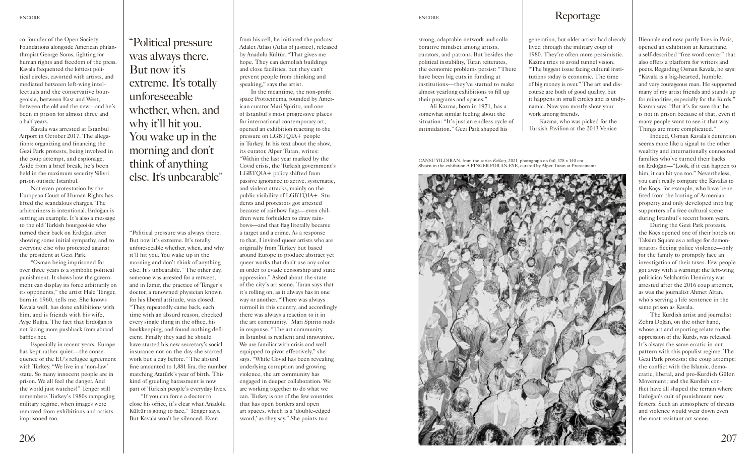co-founder of the Open Society Foundations alongside American philanthropist George Soros, fighting for human rights and freedom of the press. Kavala frequented the loftiest political circles, cavorted with artists, and mediated between left-wing intellectuals and the conservative bourgeoisie, between East and West, between the old and the new—and he's been in prison for almost three and a half years.

Kavala was arrested at Istanbul Airport in October 2017. The allegations: organizing and financing the Gezi Park protests, being involved in the coup attempt, and espionage. Aside from a brief break, he's been held in the maximum security Silivri prison outside Istanbul.

Not even protestation by the European Court of Human Rights has lifted the scandalous charges. The arbitrariness is intentional. Erdoğan is setting an example. It's also a message to the old Turkish bourgeoisie who turned their back on Erdoğan after showing some initial sympathy, and to everyone else who protested against the president at Gezi Park.

"Osman being imprisoned for over three years is a symbolic political punishment. It shows how the government can display its force arbitrarily on its opponents," the artist Hale Tenger, born in 1960, tells me. She knows Kavala well, has done exhibitions with him, and is friends with his wife, Ayşe Buğra. The fact that Erdoğan is not facing more pushback from abroad baffles her.

Especially in recent years, Europe has kept rather quiet—the consequence of the EU's refugee agreement with Turkey. "We live in a 'non-law' state. So many innocent people are in prison. We all feel the danger. And the world just watches!" Tenger still remembers Turkey's 1980s rampaging military regime, when images were removed from exhibitions and artists imprisoned too.

"Political pressure was always there. But now it's extreme. It's totally unforeseeable whether, when, and why it'll hit you. You wake up in the morning and don't think of anything else. It's unbearable"

"Political pressure was always there. But now it's extreme. It's totally unforeseeable whether, when, and why it'll hit you. You wake up in the morning and don't think of anything else. It's unbearable." The other day, someone was arrested for a retweet, and in Izmir, the practice of Tenger's doctor, a renowned physician known for his liberal attitude, was closed. "They repeatedly came back, each time with an absurd reason, checked every single thing in the office, his bookkeeping, and found nothing deficient. Finally they said he should have started his new secretary's social insurance not on the day she started work but a day before." The absurd fine amounted to 1,881 lira, the number matching Atatürk's year of birth. This kind of grueling harassment is now part of Turkish people's everyday lives.

"If you can force a doctor to close his office, it's clear what Anadolu Kültür is going to face," Tenger says. But Kavala won't be silenced. Even from his cell, he initiated the podcast Adalet Atlası (Atlas of justice), released by Anadolu Kültür. "That gives me hope. They can demolish buildings and close facilities, but they can't prevent people from thinking and speaking," says the artist.

In the meantime, the non-profit space Protocinema, founded by American curator Mari Spirito, and one of Istanbul's most progressive places for international contemporary art, opened an exhibition reacting to the pressure on LGBTQIA+ people in Turkey. In his text about the show, its curator, Alper Turan, writes: "Within the last year marked by the Covid crisis, the Turkish government's LGBTQIA+ policy shifted from passive ignorance to active, systematic, and violent attacks, mainly on the public visibility of LGBTQIA+. Students and protestors got arrested because of rainbow flags—even children were forbidden to draw rainbows—and that flag literally became a target and a crime. As a response to that, I invited queer artists who are originally from Turkey but based around Europe to produce abstract yet queer works that don't use any color in order to evade censorship and state oppression." Asked about the state of the city's art scene, Turan says that it's rolling on, as it always has in one way or another. "There was always turmoil in this country, and accordingly there was always a reaction to it in the art community." Mari Spirito nods in response. "The art community in Istanbul is resilient and innovative. We are familiar with crisis and well equipped to pivot effectively," she says. "While Covid has been revealing underlying corruption and growing violence, the art community has engaged in deeper collaboration. We are working together to do what we can. Turkey is one of the few countries that has open borders and open art spaces, which is a 'double-edged sword,' as they say." She points to a strong, adaptable network and collaborative mindset among artists, curators, and patrons. But besides the political instability, Turan reiterates, the economic problems persist: "There have been big cuts in funding at institutions—they've started to make almost yearlong exhibitions to fill up their programs and spaces."

Ali Kazma, born in 1971, has a somewhat similar feeling about the situation: "It's just an endless cycle of intimidation." Gezi Park shaped his generation, but older artists had already lived through the military coup of 1980. They're often more pessimistic. Kazma tries to avoid tunnel vision. "The biggest issue facing cultural institutions today is economic. The time of big money is over." The art and discourse are both of good quality, but it happens in small circles and is undynamic. Now you mostly show your work among friends.

Kazma, who was picked for the Turkish Pavilion at the 2013 Venice Biennale and now partly lives in Paris, opened an exhibition at Kıraathane, a self-described "free word center" that also offers a platform for writers and poets. Regarding Osman Kavala, he says: "Kavala is a big-hearted, humble, and very courageous man. He supported many of my artist friends and stands up for minorities, especially for the Kurds," Kazma says. "But it's for sure that he is not in prison because of that, even if many people want to see it that way. Things are more complicated."

Indeed, Osman Kavala's detention seems more like a signal to the other wealthy and internationally connected families who've turned their backs on Erdoğan—"Look, if it can happen to him, it can hit you too." Nevertheless, you can't really compare the Kavalas to the Koçs, for example, who have benefited from the looting of Armenian property and only developed into big supporters of a free cultural scene during Istanbul's recent boom years.

During the Gezi Park protests, the Koçs opened one of their hotels on Taksim Square as a refuge for demonstrators fleeing police violence—only for the family to promptly face an investigation of their taxes. Few people got away with a warning: the left-wing politician Selahattin Demirtaş was arrested after the 2016 coup attempt, as was the journalist Ahmet Altan, who's serving a life sentence in the same prison as Kavala.

The Kurdish artist and journalist Zehra Doğan, on the other hand, whose art and reporting relate to the oppression of the Kurds, was released. It's always the same erratic in-out pattern with this populist regime. The Gezi Park protests; the coup attempt; the conflict with the Islamic, democratic, liberal, and pro-Kurdish Gülen Movement; and the Kurdish conflict have all shaped the terrain where Erdoğan's cult of punishment now festers. Such an atmosphere of threats and violence would wear down even the most resistant art scene.

CANSU YILDIRAN, from the series *Fallacy*, 2021, photograph on foil, 178 x 140 cm
Shown in the exhibition A FINGER FOR AN EYE, curated by Alper Turan at Protocinema